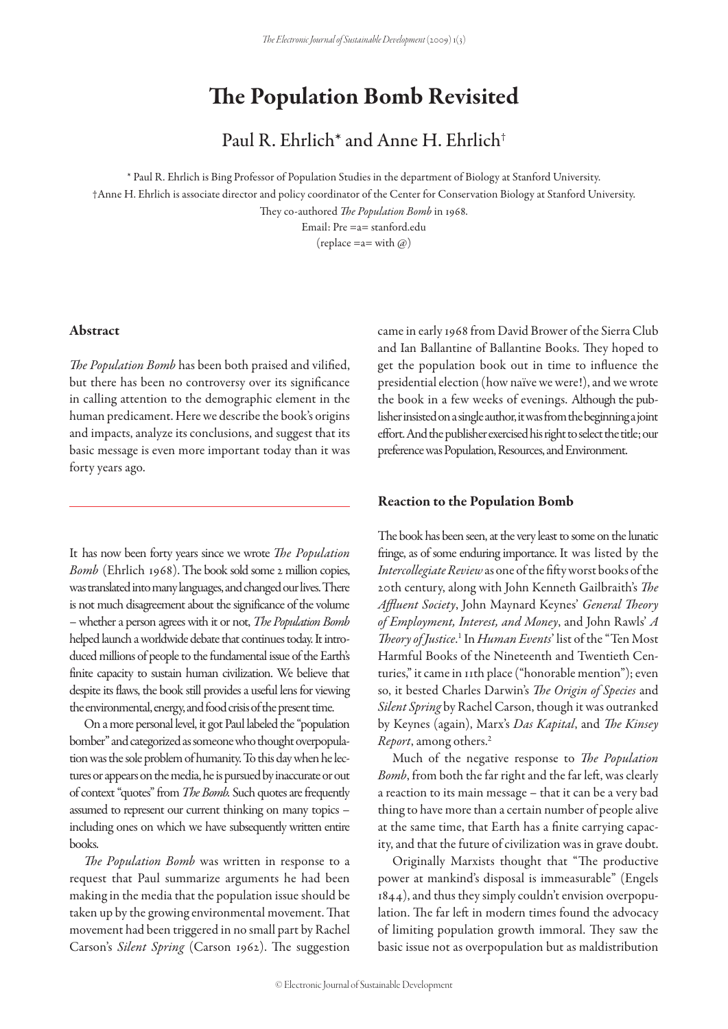# The Population Bomb Revisited

Paul R. Ehrlich* and Anne H. Ehrlich†

\* Paul R. Ehrlich is Bing Professor of Population Studies in the department of Biology at Stanford University.
†Anne H. Ehrlich is associate director and policy coordinator of the Center for Conservation Biology at Stanford University.
They co-authored *The Population Bomb* in 1968.
Email: Pre =a= stanford.edu
(replace =a= with @)

## Abstract

*The Population Bomb* has been both praised and vilified, but there has been no controversy over its significance in calling attention to the demographic element in the human predicament. Here we describe the book's origins and impacts, analyze its conclusions, and suggest that its basic message is even more important today than it was forty years ago.

---

It has now been forty years since we wrote *The Population Bomb* (Ehrlich 1968). The book sold some 2 million copies, was translated into many languages, and changed our lives. There is not much disagreement about the significance of the volume – whether a person agrees with it or not, *The Population Bomb* helped launch a worldwide debate that continues today. It introduced millions of people to the fundamental issue of the Earth's finite capacity to sustain human civilization. We believe that despite its flaws, the book still provides a useful lens for viewing the environmental, energy, and food crisis of the present time.

On a more personal level, it got Paul labeled the "population bomber" and categorized as someone who thought overpopulation was the sole problem of humanity. To this day when he lectures or appears on the media, he is pursued by inaccurate or out of context "quotes" from *The Bomb*. Such quotes are frequently assumed to represent our current thinking on many topics – including ones on which we have subsequently written entire books.

*The Population Bomb* was written in response to a request that Paul summarize arguments he had been making in the media that the population issue should be taken up by the growing environmental movement. That movement had been triggered in no small part by Rachel Carson's *Silent Spring* (Carson 1962). The suggestion came in early 1968 from David Brower of the Sierra Club and Ian Ballantine of Ballantine Books. They hoped to get the population book out in time to influence the presidential election (how naïve we were!), and we wrote the book in a few weeks of evenings. Although the publisher insisted on a single author, it was from the beginning a joint effort. And the publisher exercised his right to select the title; our preference was Population, Resources, and Environment.

### Reaction to the Population Bomb

The book has been seen, at the very least to some on the lunatic fringe, as of some enduring importance. It was listed by the *Intercollegiate Review* as one of the fifty worst books of the 20th century, along with John Kenneth Gailbraith's *The Affluent Society*, John Maynard Keynes' *General Theory of Employment, Interest, and Money*, and John Rawls' *A Theory of Justice*.[1] In *Human Events*' list of the "Ten Most Harmful Books of the Nineteenth and Twentieth Centuries," it came in 11th place ("honorable mention"); even so, it bested Charles Darwin's *The Origin of Species* and *Silent Spring* by Rachel Carson, though it was outranked by Keynes (again), Marx's *Das Kapital*, and *The Kinsey Report*, among others.[2]

Much of the negative response to *The Population Bomb*, from both the far right and the far left, was clearly a reaction to its main message – that it can be a very bad thing to have more than a certain number of people alive at the same time, that Earth has a finite carrying capacity, and that the future of civilization was in grave doubt.

Originally Marxists thought that "The productive power at mankind's disposal is immeasurable" (Engels 1844), and thus they simply couldn't envision overpopulation. The far left in modern times found the advocacy of limiting population growth immoral. They saw the basic issue not as overpopulation but as maldistribution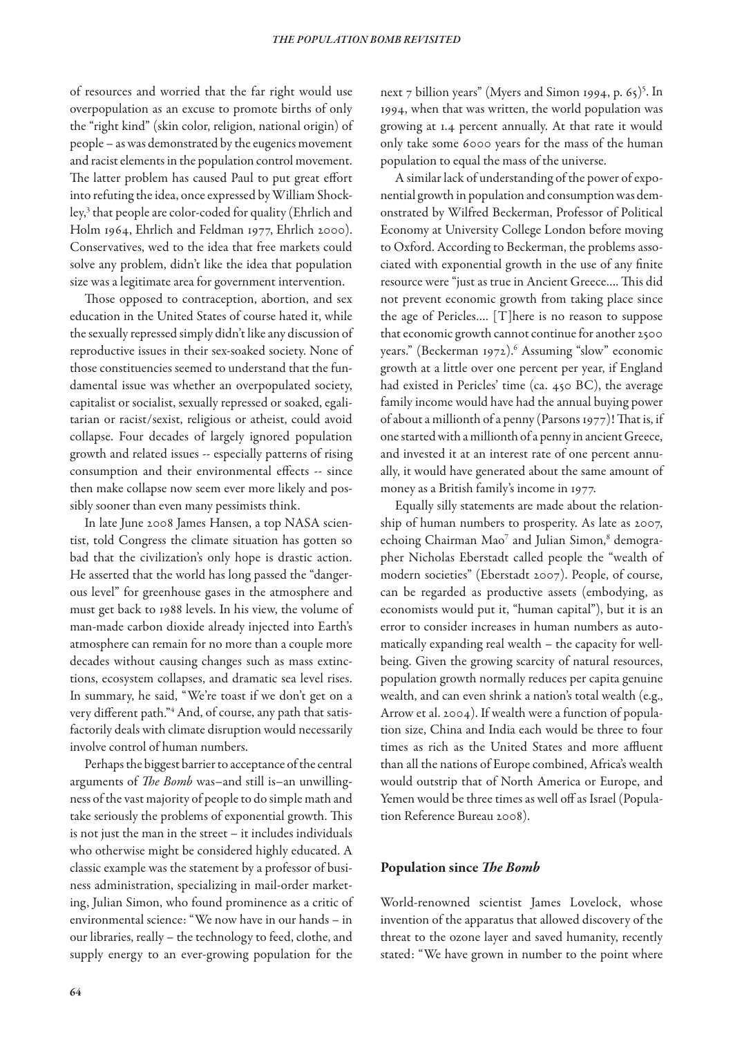of resources and worried that the far right would use overpopulation as an excuse to promote births of only the "right kind" (skin color, religion, national origin) of people – as was demonstrated by the eugenics movement and racist elements in the population control movement. The latter problem has caused Paul to put great effort into refuting the idea, once expressed by William Shockley,[3] that people are color-coded for quality (Ehrlich and Holm 1964, Ehrlich and Feldman 1977, Ehrlich 2000). Conservatives, wed to the idea that free markets could solve any problem, didn't like the idea that population size was a legitimate area for government intervention.

Those opposed to contraception, abortion, and sex education in the United States of course hated it, while the sexually repressed simply didn't like any discussion of reproductive issues in their sex-soaked society. None of those constituencies seemed to understand that the fundamental issue was whether an overpopulated society, capitalist or socialist, sexually repressed or soaked, egalitarian or racist/sexist, religious or atheist, could avoid collapse. Four decades of largely ignored population growth and related issues -- especially patterns of rising consumption and their environmental effects -- since then make collapse now seem ever more likely and possibly sooner than even many pessimists think.

In late June 2008 James Hansen, a top NASA scientist, told Congress the climate situation has gotten so bad that the civilization's only hope is drastic action. He asserted that the world has long passed the "dangerous level" for greenhouse gases in the atmosphere and must get back to 1988 levels. In his view, the volume of man-made carbon dioxide already injected into Earth's atmosphere can remain for no more than a couple more decades without causing changes such as mass extinctions, ecosystem collapses, and dramatic sea level rises. In summary, he said, "We're toast if we don't get on a very different path."[4] And, of course, any path that satisfactorily deals with climate disruption would necessarily involve control of human numbers.

Perhaps the biggest barrier to acceptance of the central arguments of *The Bomb* was–and still is–an unwillingness of the vast majority of people to do simple math and take seriously the problems of exponential growth. This is not just the man in the street – it includes individuals who otherwise might be considered highly educated. A classic example was the statement by a professor of business administration, specializing in mail-order marketing, Julian Simon, who found prominence as a critic of environmental science: "We now have in our hands – in our libraries, really – the technology to feed, clothe, and supply energy to an ever-growing population for the next 7 billion years" (Myers and Simon 1994, p. 65)[5]. In 1994, when that was written, the world population was growing at 1.4 percent annually. At that rate it would only take some 6000 years for the mass of the human population to equal the mass of the universe.

A similar lack of understanding of the power of exponential growth in population and consumption was demonstrated by Wilfred Beckerman, Professor of Political Economy at University College London before moving to Oxford. According to Beckerman, the problems associated with exponential growth in the use of any finite resource were "just as true in Ancient Greece.... This did not prevent economic growth from taking place since the age of Pericles.... [T]here is no reason to suppose that economic growth cannot continue for another 2500 years." (Beckerman 1972).[6] Assuming "slow" economic growth at a little over one percent per year, if England had existed in Pericles' time (ca. 450 BC), the average family income would have had the annual buying power of about a millionth of a penny (Parsons 1977)! That is, if one started with a millionth of a penny in ancient Greece, and invested it at an interest rate of one percent annually, it would have generated about the same amount of money as a British family's income in 1977.

Equally silly statements are made about the relationship of human numbers to prosperity. As late as 2007, echoing Chairman Mao[7] and Julian Simon,[8] demographer Nicholas Eberstadt called people the "wealth of modern societies" (Eberstadt 2007). People, of course, can be regarded as productive assets (embodying, as economists would put it, "human capital"), but it is an error to consider increases in human numbers as automatically expanding real wealth – the capacity for wellbeing. Given the growing scarcity of natural resources, population growth normally reduces per capita genuine wealth, and can even shrink a nation's total wealth (e.g., Arrow et al. 2004). If wealth were a function of population size, China and India each would be three to four times as rich as the United States and more affluent than all the nations of Europe combined, Africa's wealth would outstrip that of North America or Europe, and Yemen would be three times as well off as Israel (Population Reference Bureau 2008).

## Population since *The Bomb*

World-renowned scientist James Lovelock, whose invention of the apparatus that allowed discovery of the threat to the ozone layer and saved humanity, recently stated: "We have grown in number to the point where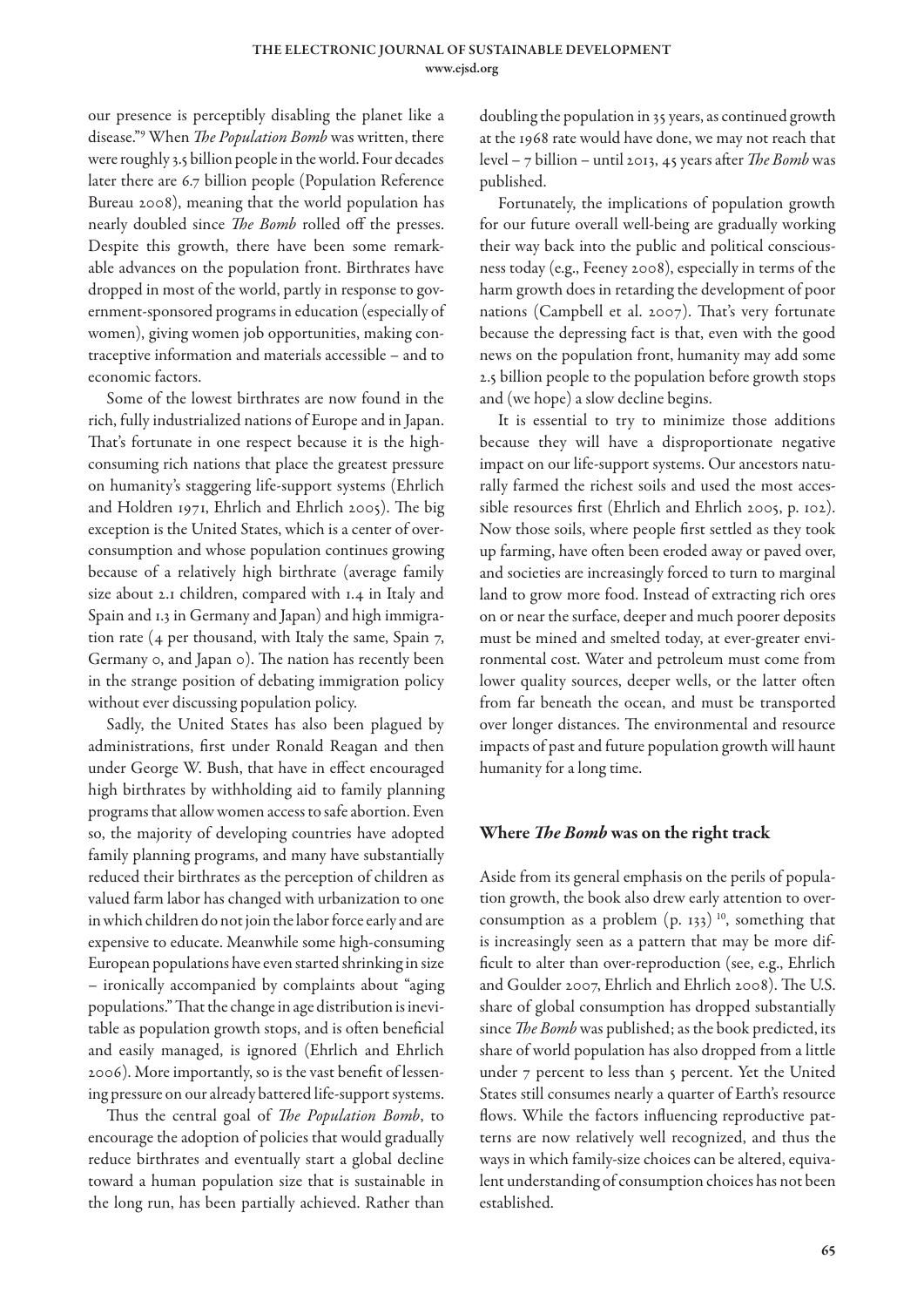our presence is perceptibly disabling the planet like a disease."[9] When *The Population Bomb* was written, there were roughly 3.5 billion people in the world. Four decades later there are 6.7 billion people (Population Reference Bureau 2008), meaning that the world population has nearly doubled since *The Bomb* rolled off the presses. Despite this growth, there have been some remarkable advances on the population front. Birthrates have dropped in most of the world, partly in response to government-sponsored programs in education (especially of women), giving women job opportunities, making contraceptive information and materials accessible – and to economic factors.

Some of the lowest birthrates are now found in the rich, fully industrialized nations of Europe and in Japan. That's fortunate in one respect because it is the high-consuming rich nations that place the greatest pressure on humanity's staggering life-support systems (Ehrlich and Holdren 1971, Ehrlich and Ehrlich 2005). The big exception is the United States, which is a center of over-consumption and whose population continues growing because of a relatively high birthrate (average family size about 2.1 children, compared with 1.4 in Italy and Spain and 1.3 in Germany and Japan) and high immigration rate (4 per thousand, with Italy the same, Spain 7, Germany 0, and Japan 0). The nation has recently been in the strange position of debating immigration policy without ever discussing population policy.

Sadly, the United States has also been plagued by administrations, first under Ronald Reagan and then under George W. Bush, that have in effect encouraged high birthrates by withholding aid to family planning programs that allow women access to safe abortion. Even so, the majority of developing countries have adopted family planning programs, and many have substantially reduced their birthrates as the perception of children as valued farm labor has changed with urbanization to one in which children do not join the labor force early and are expensive to educate. Meanwhile some high-consuming European populations have even started shrinking in size – ironically accompanied by complaints about "aging populations." That the change in age distribution is inevitable as population growth stops, and is often beneficial and easily managed, is ignored (Ehrlich and Ehrlich 2006). More importantly, so is the vast benefit of lessening pressure on our already battered life-support systems.

Thus the central goal of *The Population Bomb*, to encourage the adoption of policies that would gradually reduce birthrates and eventually start a global decline toward a human population size that is sustainable in the long run, has been partially achieved. Rather than doubling the population in 35 years, as continued growth at the 1968 rate would have done, we may not reach that level – 7 billion – until 2013, 45 years after *The Bomb* was published.

Fortunately, the implications of population growth for our future overall well-being are gradually working their way back into the public and political consciousness today (e.g., Feeney 2008), especially in terms of the harm growth does in retarding the development of poor nations (Campbell et al. 2007). That's very fortunate because the depressing fact is that, even with the good news on the population front, humanity may add some 2.5 billion people to the population before growth stops and (we hope) a slow decline begins.

It is essential to try to minimize those additions because they will have a disproportionate negative impact on our life-support systems. Our ancestors naturally farmed the richest soils and used the most accessible resources first (Ehrlich and Ehrlich 2005, p. 102). Now those soils, where people first settled as they took up farming, have often been eroded away or paved over, and societies are increasingly forced to turn to marginal land to grow more food. Instead of extracting rich ores on or near the surface, deeper and much poorer deposits must be mined and smelted today, at ever-greater environmental cost. Water and petroleum must come from lower quality sources, deeper wells, or the latter often from far beneath the ocean, and must be transported over longer distances. The environmental and resource impacts of past and future population growth will haunt humanity for a long time.

## Where *The Bomb* was on the right track

Aside from its general emphasis on the perils of population growth, the book also drew early attention to over-consumption as a problem (p. 133) [10], something that is increasingly seen as a pattern that may be more difficult to alter than over-reproduction (see, e.g., Ehrlich and Goulder 2007, Ehrlich and Ehrlich 2008). The U.S. share of global consumption has dropped substantially since *The Bomb* was published; as the book predicted, its share of world population has also dropped from a little under 7 percent to less than 5 percent. Yet the United States still consumes nearly a quarter of Earth's resource flows. While the factors influencing reproductive patterns are now relatively well recognized, and thus the ways in which family-size choices can be altered, equivalent understanding of consumption choices has not been established.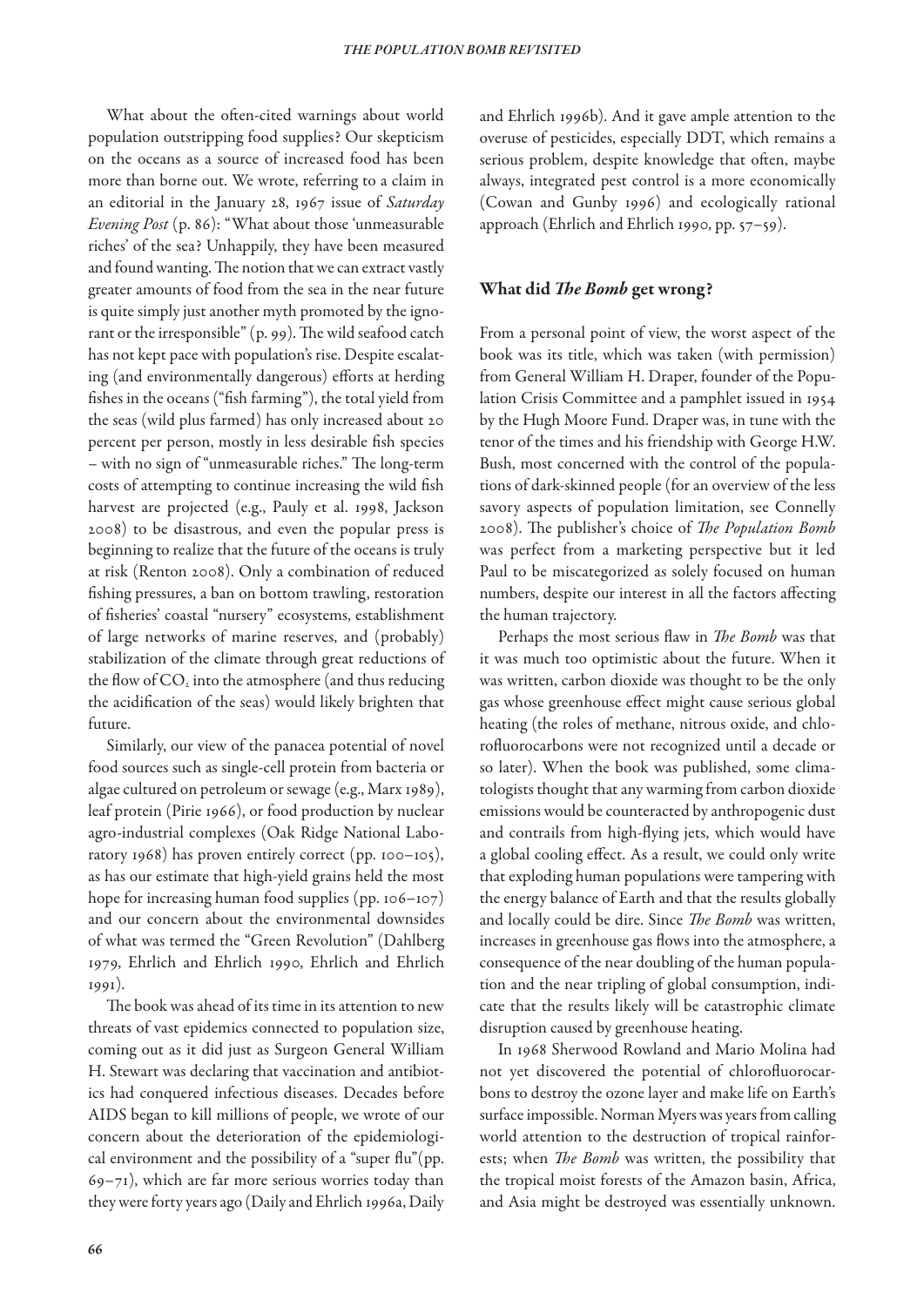What about the often-cited warnings about world population outstripping food supplies? Our skepticism on the oceans as a source of increased food has been more than borne out. We wrote, referring to a claim in an editorial in the January 28, 1967 issue of *Saturday Evening Post* (p. 86): "What about those 'unmeasurable riches' of the sea? Unhappily, they have been measured and found wanting. The notion that we can extract vastly greater amounts of food from the sea in the near future is quite simply just another myth promoted by the ignorant or the irresponsible" (p. 99). The wild seafood catch has not kept pace with population's rise. Despite escalating (and environmentally dangerous) efforts at herding fishes in the oceans ("fish farming"), the total yield from the seas (wild plus farmed) has only increased about 20 percent per person, mostly in less desirable fish species – with no sign of "unmeasurable riches." The long-term costs of attempting to continue increasing the wild fish harvest are projected (e.g., Pauly et al. 1998, Jackson 2008) to be disastrous, and even the popular press is beginning to realize that the future of the oceans is truly at risk (Renton 2008). Only a combination of reduced fishing pressures, a ban on bottom trawling, restoration of fisheries' coastal "nursery" ecosystems, establishment of large networks of marine reserves, and (probably) stabilization of the climate through great reductions of the flow of $CO_2$ into the atmosphere (and thus reducing the acidification of the seas) would likely brighten that future.

Similarly, our view of the panacea potential of novel food sources such as single-cell protein from bacteria or algae cultured on petroleum or sewage (e.g., Marx 1989), leaf protein (Pirie 1966), or food production by nuclear agro-industrial complexes (Oak Ridge National Laboratory 1968) has proven entirely correct (pp. 100–105), as has our estimate that high-yield grains held the most hope for increasing human food supplies (pp. 106–107) and our concern about the environmental downsides of what was termed the "Green Revolution" (Dahlberg 1979, Ehrlich and Ehrlich 1990, Ehrlich and Ehrlich 1991).

The book was ahead of its time in its attention to new threats of vast epidemics connected to population size, coming out as it did just as Surgeon General William H. Stewart was declaring that vaccination and antibiotics had conquered infectious diseases. Decades before AIDS began to kill millions of people, we wrote of our concern about the deterioration of the epidemiological environment and the possibility of a "super flu"(pp. 69–71), which are far more serious worries today than they were forty years ago (Daily and Ehrlich 1996a, Daily and Ehrlich 1996b). And it gave ample attention to the overuse of pesticides, especially DDT, which remains a serious problem, despite knowledge that often, maybe always, integrated pest control is a more economically (Cowan and Gunby 1996) and ecologically rational approach (Ehrlich and Ehrlich 1990, pp. 57–59).

## What did *The Bomb* get wrong?

From a personal point of view, the worst aspect of the book was its title, which was taken (with permission) from General William H. Draper, founder of the Population Crisis Committee and a pamphlet issued in 1954 by the Hugh Moore Fund. Draper was, in tune with the tenor of the times and his friendship with George H.W. Bush, most concerned with the control of the populations of dark-skinned people (for an overview of the less savory aspects of population limitation, see Connelly 2008). The publisher's choice of *The Population Bomb* was perfect from a marketing perspective but it led Paul to be miscategorized as solely focused on human numbers, despite our interest in all the factors affecting the human trajectory.

Perhaps the most serious flaw in *The Bomb* was that it was much too optimistic about the future. When it was written, carbon dioxide was thought to be the only gas whose greenhouse effect might cause serious global heating (the roles of methane, nitrous oxide, and chlorofluorocarbons were not recognized until a decade or so later). When the book was published, some climatologists thought that any warming from carbon dioxide emissions would be counteracted by anthropogenic dust and contrails from high-flying jets, which would have a global cooling effect. As a result, we could only write that exploding human populations were tampering with the energy balance of Earth and that the results globally and locally could be dire. Since *The Bomb* was written, increases in greenhouse gas flows into the atmosphere, a consequence of the near doubling of the human population and the near tripling of global consumption, indicate that the results likely will be catastrophic climate disruption caused by greenhouse heating.

In 1968 Sherwood Rowland and Mario Molina had not yet discovered the potential of chlorofluorocarbons to destroy the ozone layer and make life on Earth's surface impossible. Norman Myers was years from calling world attention to the destruction of tropical rainforests; when *The Bomb* was written, the possibility that the tropical moist forests of the Amazon basin, Africa, and Asia might be destroyed was essentially unknown.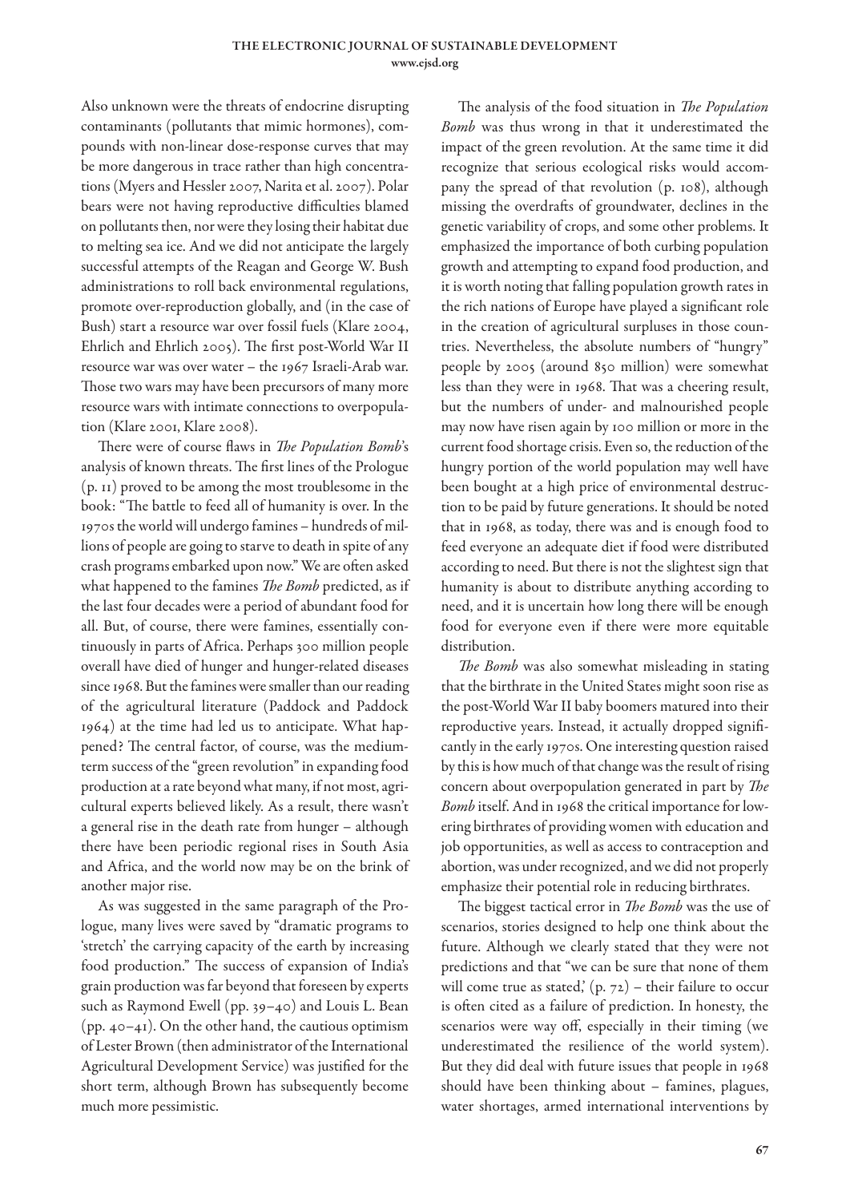Also unknown were the threats of endocrine disrupting contaminants (pollutants that mimic hormones), compounds with non-linear dose-response curves that may be more dangerous in trace rather than high concentrations (Myers and Hessler 2007, Narita et al. 2007). Polar bears were not having reproductive difficulties blamed on pollutants then, nor were they losing their habitat due to melting sea ice. And we did not anticipate the largely successful attempts of the Reagan and George W. Bush administrations to roll back environmental regulations, promote over-reproduction globally, and (in the case of Bush) start a resource war over fossil fuels (Klare 2004, Ehrlich and Ehrlich 2005). The first post-World War II resource war was over water – the 1967 Israeli-Arab war. Those two wars may have been precursors of many more resource wars with intimate connections to overpopulation (Klare 2001, Klare 2008).

There were of course flaws in *The Population Bomb*'s analysis of known threats. The first lines of the Prologue (p. 11) proved to be among the most troublesome in the book: "The battle to feed all of humanity is over. In the 1970s the world will undergo famines – hundreds of millions of people are going to starve to death in spite of any crash programs embarked upon now." We are often asked what happened to the famines *The Bomb* predicted, as if the last four decades were a period of abundant food for all. But, of course, there were famines, essentially continuously in parts of Africa. Perhaps 300 million people overall have died of hunger and hunger-related diseases since 1968. But the famines were smaller than our reading of the agricultural literature (Paddock and Paddock 1964) at the time had led us to anticipate. What happened? The central factor, of course, was the medium-term success of the "green revolution" in expanding food production at a rate beyond what many, if not most, agricultural experts believed likely. As a result, there wasn't a general rise in the death rate from hunger – although there have been periodic regional rises in South Asia and Africa, and the world now may be on the brink of another major rise.

As was suggested in the same paragraph of the Prologue, many lives were saved by "dramatic programs to 'stretch' the carrying capacity of the earth by increasing food production." The success of expansion of India's grain production was far beyond that foreseen by experts such as Raymond Ewell (pp. 39–40) and Louis L. Bean (pp. 40–41). On the other hand, the cautious optimism of Lester Brown (then administrator of the International Agricultural Development Service) was justified for the short term, although Brown has subsequently become much more pessimistic.

The analysis of the food situation in *The Population Bomb* was thus wrong in that it underestimated the impact of the green revolution. At the same time it did recognize that serious ecological risks would accompany the spread of that revolution (p. 108), although missing the overdrafts of groundwater, declines in the genetic variability of crops, and some other problems. It emphasized the importance of both curbing population growth and attempting to expand food production, and it is worth noting that falling population growth rates in the rich nations of Europe have played a significant role in the creation of agricultural surpluses in those countries. Nevertheless, the absolute numbers of "hungry" people by 2005 (around 850 million) were somewhat less than they were in 1968. That was a cheering result, but the numbers of under- and malnourished people may now have risen again by 100 million or more in the current food shortage crisis. Even so, the reduction of the hungry portion of the world population may well have been bought at a high price of environmental destruction to be paid by future generations. It should be noted that in 1968, as today, there was and is enough food to feed everyone an adequate diet if food were distributed according to need. But there is not the slightest sign that humanity is about to distribute anything according to need, and it is uncertain how long there will be enough food for everyone even if there were more equitable distribution.

*The Bomb* was also somewhat misleading in stating that the birthrate in the United States might soon rise as the post-World War II baby boomers matured into their reproductive years. Instead, it actually dropped significantly in the early 1970s. One interesting question raised by this is how much of that change was the result of rising concern about overpopulation generated in part by *The Bomb* itself. And in 1968 the critical importance for lowering birthrates of providing women with education and job opportunities, as well as access to contraception and abortion, was under recognized, and we did not properly emphasize their potential role in reducing birthrates.

The biggest tactical error in *The Bomb* was the use of scenarios, stories designed to help one think about the future. Although we clearly stated that they were not predictions and that "we can be sure that none of them will come true as stated,' (p. 72) – their failure to occur is often cited as a failure of prediction. In honesty, the scenarios were way off, especially in their timing (we underestimated the resilience of the world system). But they did deal with future issues that people in 1968 should have been thinking about – famines, plagues, water shortages, armed international interventions by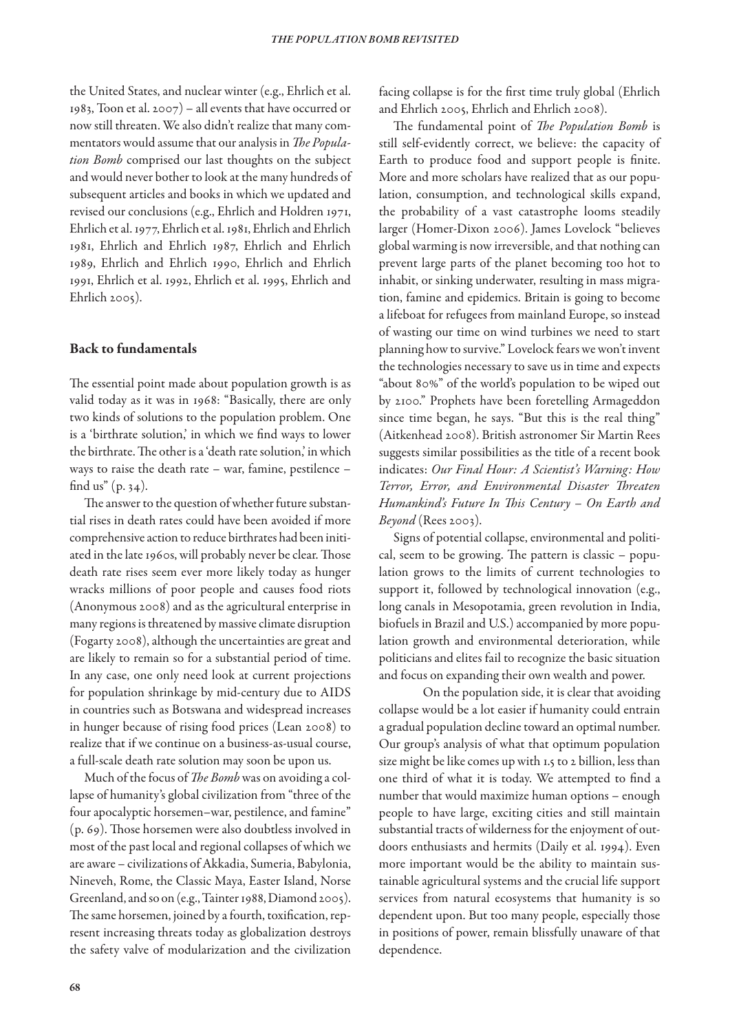the United States, and nuclear winter (e.g., Ehrlich et al. 1983, Toon et al. 2007) – all events that have occurred or now still threaten. We also didn't realize that many commentators would assume that our analysis in *The Population Bomb* comprised our last thoughts on the subject and would never bother to look at the many hundreds of subsequent articles and books in which we updated and revised our conclusions (e.g., Ehrlich and Holdren 1971, Ehrlich et al. 1977, Ehrlich et al. 1981, Ehrlich and Ehrlich 1981, Ehrlich and Ehrlich 1987, Ehrlich and Ehrlich 1989, Ehrlich and Ehrlich 1990, Ehrlich and Ehrlich 1991, Ehrlich et al. 1992, Ehrlich et al. 1995, Ehrlich and Ehrlich 2005).

## Back to fundamentals

The essential point made about population growth is as valid today as it was in 1968: "Basically, there are only two kinds of solutions to the population problem. One is a 'birthrate solution,' in which we find ways to lower the birthrate. The other is a 'death rate solution,' in which ways to raise the death rate – war, famine, pestilence – find us" (p. 34).

The answer to the question of whether future substantial rises in death rates could have been avoided if more comprehensive action to reduce birthrates had been initiated in the late 1960s, will probably never be clear. Those death rate rises seem ever more likely today as hunger wracks millions of poor people and causes food riots (Anonymous 2008) and as the agricultural enterprise in many regions is threatened by massive climate disruption (Fogarty 2008), although the uncertainties are great and are likely to remain so for a substantial period of time. In any case, one only need look at current projections for population shrinkage by mid-century due to AIDS in countries such as Botswana and widespread increases in hunger because of rising food prices (Lean 2008) to realize that if we continue on a business-as-usual course, a full-scale death rate solution may soon be upon us.

Much of the focus of *The Bomb* was on avoiding a collapse of humanity's global civilization from "three of the four apocalyptic horsemen–war, pestilence, and famine" (p. 69). Those horsemen were also doubtless involved in most of the past local and regional collapses of which we are aware – civilizations of Akkadia, Sumeria, Babylonia, Nineveh, Rome, the Classic Maya, Easter Island, Norse Greenland, and so on (e.g., Tainter 1988, Diamond 2005). The same horsemen, joined by a fourth, toxification, represent increasing threats today as globalization destroys the safety valve of modularization and the civilization facing collapse is for the first time truly global (Ehrlich and Ehrlich 2005, Ehrlich and Ehrlich 2008).

The fundamental point of *The Population Bomb* is still self-evidently correct, we believe: the capacity of Earth to produce food and support people is finite. More and more scholars have realized that as our population, consumption, and technological skills expand, the probability of a vast catastrophe looms steadily larger (Homer-Dixon 2006). James Lovelock "believes global warming is now irreversible, and that nothing can prevent large parts of the planet becoming too hot to inhabit, or sinking underwater, resulting in mass migration, famine and epidemics. Britain is going to become a lifeboat for refugees from mainland Europe, so instead of wasting our time on wind turbines we need to start planning how to survive." Lovelock fears we won't invent the technologies necessary to save us in time and expects "about 80%" of the world's population to be wiped out by 2100." Prophets have been foretelling Armageddon since time began, he says. "But this is the real thing" (Aitkenhead 2008). British astronomer Sir Martin Rees suggests similar possibilities as the title of a recent book indicates: *Our Final Hour: A Scientist's Warning: How Terror, Error, and Environmental Disaster Threaten Humankind's Future In This Century – On Earth and Beyond* (Rees 2003).

Signs of potential collapse, environmental and political, seem to be growing. The pattern is classic – population grows to the limits of current technologies to support it, followed by technological innovation (e.g., long canals in Mesopotamia, green revolution in India, biofuels in Brazil and U.S.) accompanied by more population growth and environmental deterioration, while politicians and elites fail to recognize the basic situation and focus on expanding their own wealth and power.

On the population side, it is clear that avoiding collapse would be a lot easier if humanity could entrain a gradual population decline toward an optimal number. Our group's analysis of what that optimum population size might be like comes up with 1.5 to 2 billion, less than one third of what it is today. We attempted to find a number that would maximize human options – enough people to have large, exciting cities and still maintain substantial tracts of wilderness for the enjoyment of outdoors enthusiasts and hermits (Daily et al. 1994). Even more important would be the ability to maintain sustainable agricultural systems and the crucial life support services from natural ecosystems that humanity is so dependent upon. But too many people, especially those in positions of power, remain blissfully unaware of that dependence.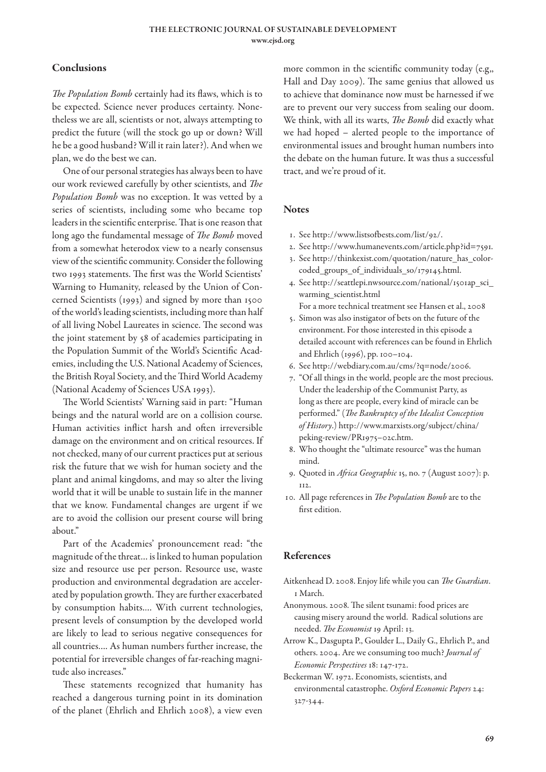## Conclusions

*The Population Bomb* certainly had its flaws, which is to be expected. Science never produces certainty. Nonetheless we are all, scientists or not, always attempting to predict the future (will the stock go up or down? Will he be a good husband? Will it rain later?). And when we plan, we do the best we can.

One of our personal strategies has always been to have our work reviewed carefully by other scientists, and *The Population Bomb* was no exception. It was vetted by a series of scientists, including some who became top leaders in the scientific enterprise. That is one reason that long ago the fundamental message of *The Bomb* moved from a somewhat heterodox view to a nearly consensus view of the scientific community. Consider the following two 1993 statements. The first was the World Scientists' Warning to Humanity, released by the Union of Concerned Scientists (1993) and signed by more than 1500 of the world's leading scientists, including more than half of all living Nobel Laureates in science. The second was the joint statement by 58 of academies participating in the Population Summit of the World's Scientific Academies, including the U.S. National Academy of Sciences, the British Royal Society, and the Third World Academy (National Academy of Sciences USA 1993).

The World Scientists' Warning said in part: "Human beings and the natural world are on a collision course. Human activities inflict harsh and often irreversible damage on the environment and on critical resources. If not checked, many of our current practices put at serious risk the future that we wish for human society and the plant and animal kingdoms, and may so alter the living world that it will be unable to sustain life in the manner that we know. Fundamental changes are urgent if we are to avoid the collision our present course will bring about."

Part of the Academies' pronouncement read: "the magnitude of the threat... is linked to human population size and resource use per person. Resource use, waste production and environmental degradation are accelerated by population growth. They are further exacerbated by consumption habits.... With current technologies, present levels of consumption by the developed world are likely to lead to serious negative consequences for all countries.... As human numbers further increase, the potential for irreversible changes of far-reaching magnitude also increases."

These statements recognized that humanity has reached a dangerous turning point in its domination of the planet (Ehrlich and Ehrlich 2008), a view even more common in the scientific community today (e.g,, Hall and Day 2009). The same genius that allowed us to achieve that dominance now must be harnessed if we are to prevent our very success from sealing our doom. We think, with all its warts, *The Bomb* did exactly what we had hoped – alerted people to the importance of environmental issues and brought human numbers into the debate on the human future. It was thus a successful tract, and we're proud of it.

## Notes

1. See http://www.listsofbests.com/list/92/.
2. See http://www.humanevents.com/article.php?id=7591.
3. See http://thinkexist.com/quotation/nature_has_color-coded_groups_of_individuals_so/179145.html.
4. See http://seattlepi.nwsource.com/national/1501ap_sci_warming_scientist.html
   For a more technical treatment see Hansen et al., 2008
5. Simon was also instigator of bets on the future of the environment. For those interested in this episode a detailed account with references can be found in Ehrlich and Ehrlich (1996), pp. 100–104.
6. See http://webdiary.com.au/cms/?q=node/2006.
7. "Of all things in the world, people are the most precious. Under the leadership of the Communist Party, as long as there are people, every kind of miracle can be performed." (*The Bankruptcy of the Idealist Conception of History*.) http://www.marxists.org/subject/china/peking-review/PR1975–02c.htm.
8. Who thought the "ultimate resource" was the human mind.
9. Quoted in *Africa Geographic* 15, no. 7 (August 2007): p. 112.
10. All page references in *The Population Bomb* are to the first edition.

## References

Aitkenhead D. 2008. Enjoy life while you can *The Guardian*. 1 March.

Anonymous. 2008. The silent tsunami: food prices are causing misery around the world. Radical solutions are needed. *The Economist* 19 April: 13.

Arrow K., Dasgupta P., Goulder L., Daily G., Ehrlich P., and others. 2004. Are we consuming too much? *Journal of Economic Perspectives* 18: 147-172.

Beckerman W. 1972. Economists, scientists, and environmental catastrophe. *Oxford Economic Papers* 24: 327-344.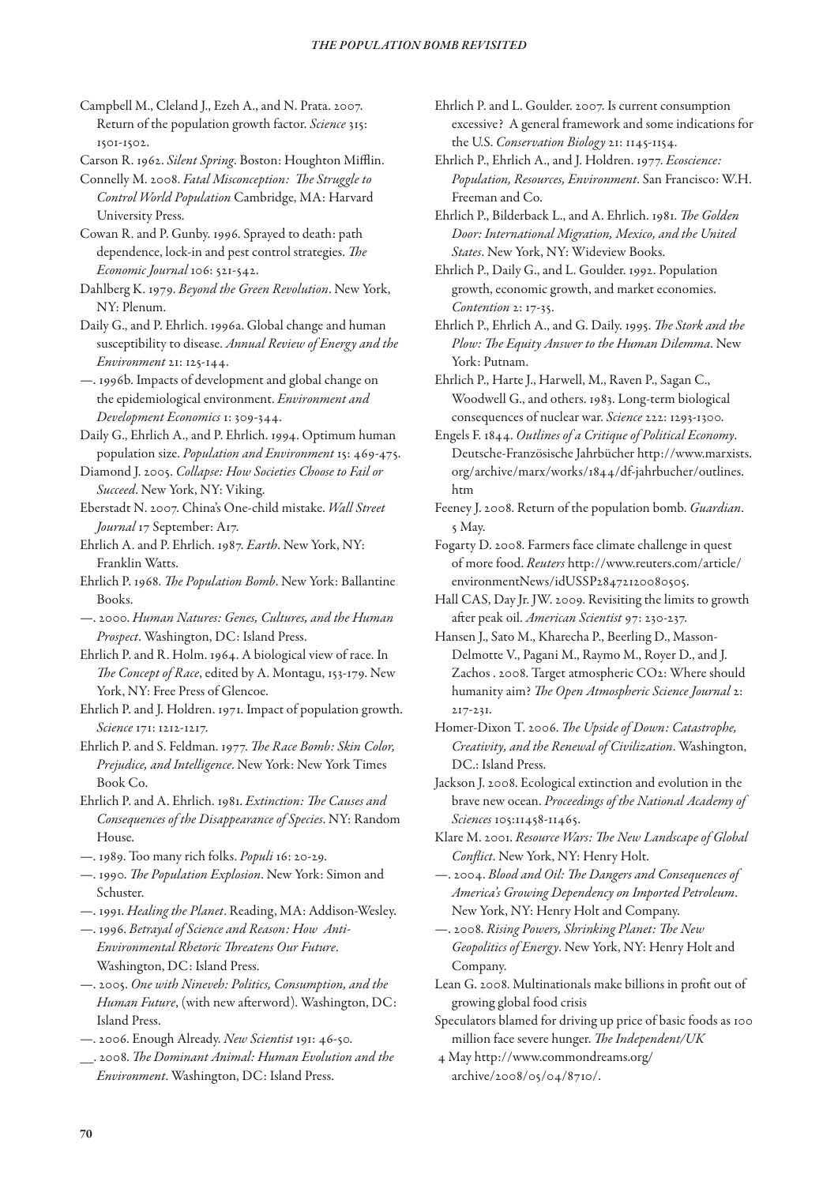Campbell M., Cleland J., Ezeh A., and N. Prata. 2007. Return of the population growth factor. *Science* 315: 1501-1502.

Carson R. 1962. *Silent Spring*. Boston: Houghton Mifflin.

Connelly M. 2008. *Fatal Misconception: The Struggle to Control World Population* Cambridge, MA: Harvard University Press.

Cowan R. and P. Gunby. 1996. Sprayed to death: path dependence, lock-in and pest control strategies. *The Economic Journal* 106: 521-542.

Dahlberg K. 1979. *Beyond the Green Revolution*. New York, NY: Plenum.

Daily G., and P. Ehrlich. 1996a. Global change and human susceptibility to disease. *Annual Review of Energy and the Environment* 21: 125-144.

—. 1996b. Impacts of development and global change on the epidemiological environment. *Environment and Development Economics* 1: 309-344.

Daily G., Ehrlich A., and P. Ehrlich. 1994. Optimum human population size. *Population and Environment* 15: 469-475.

Diamond J. 2005. *Collapse: How Societies Choose to Fail or Succeed*. New York, NY: Viking.

Eberstadt N. 2007. China's One-child mistake. *Wall Street Journal* 17 September: A17.

Ehrlich A. and P. Ehrlich. 1987. *Earth*. New York, NY: Franklin Watts.

Ehrlich P. 1968. *The Population Bomb*. New York: Ballantine Books.

—. 2000. *Human Natures: Genes, Cultures, and the Human Prospect*. Washington, DC: Island Press.

Ehrlich P. and R. Holm. 1964. A biological view of race. In *The Concept of Race*, edited by A. Montagu, 153-179. New York, NY: Free Press of Glencoe.

Ehrlich P. and J. Holdren. 1971. Impact of population growth. *Science* 171: 1212-1217.

Ehrlich P. and S. Feldman. 1977. *The Race Bomb: Skin Color, Prejudice, and Intelligence*. New York: New York Times Book Co.

Ehrlich P. and A. Ehrlich. 1981. *Extinction: The Causes and Consequences of the Disappearance of Species*. NY: Random House.

—. 1989. Too many rich folks. *Populi* 16: 20-29.

—. 1990. *The Population Explosion*. New York: Simon and Schuster.

—. 1991. *Healing the Planet*. Reading, MA: Addison-Wesley.

—. 1996. *Betrayal of Science and Reason: How Anti-Environmental Rhetoric Threatens Our Future*. Washington, DC: Island Press.

—. 2005. *One with Nineveh: Politics, Consumption, and the Human Future*, (with new afterword). Washington, DC: Island Press.

—. 2006. Enough Already. *New Scientist* 191: 46-50.

__. 2008. *The Dominant Animal: Human Evolution and the Environment*. Washington, DC: Island Press.

Ehrlich P. and L. Goulder. 2007. Is current consumption excessive? A general framework and some indications for the U.S. *Conservation Biology* 21: 1145-1154.

Ehrlich P., Ehrlich A., and J. Holdren. 1977. *Ecoscience: Population, Resources, Environment*. San Francisco: W.H. Freeman and Co.

Ehrlich P., Bilderback L., and A. Ehrlich. 1981. *The Golden Door: International Migration, Mexico, and the United States*. New York, NY: Wideview Books.

Ehrlich P., Daily G., and L. Goulder. 1992. Population growth, economic growth, and market economies. *Contention* 2: 17-35.

Ehrlich P., Ehrlich A., and G. Daily. 1995. *The Stork and the Plow: The Equity Answer to the Human Dilemma*. New York: Putnam.

Ehrlich P., Harte J., Harwell, M., Raven P., Sagan C., Woodwell G., and others. 1983. Long-term biological consequences of nuclear war. *Science* 222: 1293-1300.

Engels F. 1844. *Outlines of a Critique of Political Economy*. Deutsche-Französische Jahrbücher http://www.marxists.org/archive/marx/works/1844/df-jahrbucher/outlines.htm

Feeney J. 2008. Return of the population bomb. *Guardian*. 5 May.

Fogarty D. 2008. Farmers face climate challenge in quest of more food. *Reuters* http://www.reuters.com/article/environmentNews/idUSSP28472120080505.

Hall CAS, Day Jr. JW. 2009. Revisiting the limits to growth after peak oil. *American Scientist* 97: 230-237.

Hansen J., Sato M., Kharecha P., Beerling D., Masson-Delmotte V., Pagani M., Raymo M., Royer D., and J. Zachos . 2008. Target atmospheric $CO_2$: Where should humanity aim? *The Open Atmospheric Science Journal* 2: 217-231.

Homer-Dixon T. 2006. *The Upside of Down: Catastrophe, Creativity, and the Renewal of Civilization*. Washington, DC.: Island Press.

Jackson J. 2008. Ecological extinction and evolution in the brave new ocean. *Proceedings of the National Academy of Sciences* 105:11458-11465.

Klare M. 2001. *Resource Wars: The New Landscape of Global Conflict*. New York, NY: Henry Holt.

—. 2004. *Blood and Oil: The Dangers and Consequences of America's Growing Dependency on Imported Petroleum*. New York, NY: Henry Holt and Company.

—. 2008. *Rising Powers, Shrinking Planet: The New Geopolitics of Energy*. New York, NY: Henry Holt and Company.

Lean G. 2008. Multinationals make billions in profit out of growing global food crisis

Speculators blamed for driving up price of basic foods as 100 million face severe hunger. *The Independent/UK* 4 May http://www.commondreams.org/archive/2008/05/04/8710/.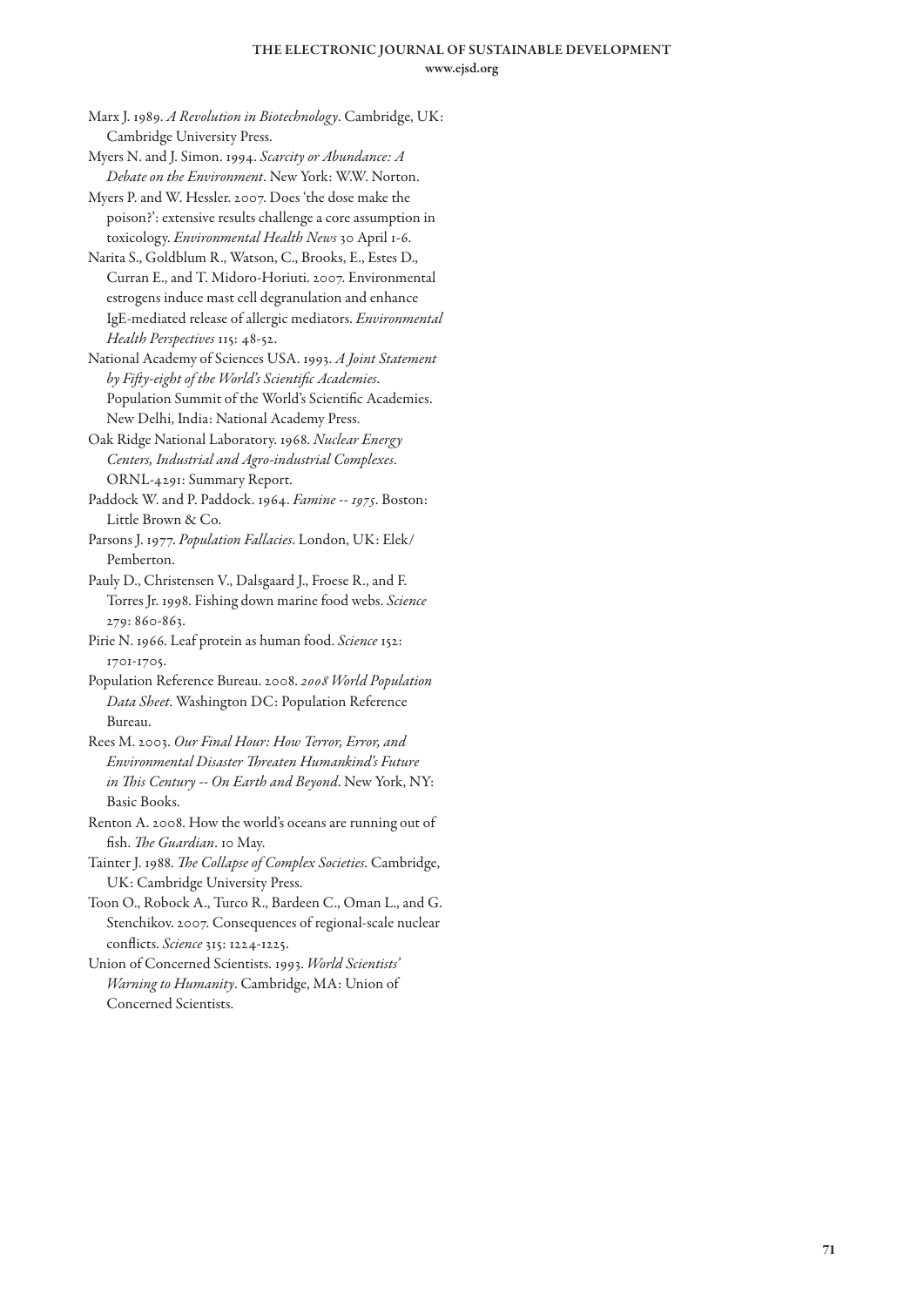Marx J. 1989. *A Revolution in Biotechnology*. Cambridge, UK: Cambridge University Press.

Myers N. and J. Simon. 1994. *Scarcity or Abundance: A Debate on the Environment*. New York: W.W. Norton.

Myers P. and W. Hessler. 2007. Does 'the dose make the poison?': extensive results challenge a core assumption in toxicology. *Environmental Health News* 30 April 1-6.

Narita S., Goldblum R., Watson, C., Brooks, E., Estes D., Curran E., and T. Midoro-Horiuti. 2007. Environmental estrogens induce mast cell degranulation and enhance IgE-mediated release of allergic mediators. *Environmental Health Perspectives* 115: 48-52.

National Academy of Sciences USA. 1993. *A Joint Statement by Fifty-eight of the World's Scientific Academies*. Population Summit of the World's Scientific Academies. New Delhi, India: National Academy Press.

Oak Ridge National Laboratory. 1968. *Nuclear Energy Centers, Industrial and Agro-industrial Complexes*. ORNL-4291: Summary Report.

Paddock W. and P. Paddock. 1964. *Famine -- 1975*. Boston: Little Brown & Co.

Parsons J. 1977. *Population Fallacies*. London, UK: Elek/Pemberton.

Pauly D., Christensen V., Dalsgaard J., Froese R., and F. Torres Jr. 1998. Fishing down marine food webs. *Science* 279: 860-863.

Pirie N. 1966. Leaf protein as human food. *Science* 152: 1701-1705.

Population Reference Bureau. 2008. *2008 World Population Data Sheet*. Washington DC: Population Reference Bureau.

Rees M. 2003. *Our Final Hour: How Terror, Error, and Environmental Disaster Threaten Humankind's Future in This Century -- On Earth and Beyond*. New York, NY: Basic Books.

Renton A. 2008. How the world's oceans are running out of fish. *The Guardian*. 10 May.

Tainter J. 1988. *The Collapse of Complex Societies*. Cambridge, UK: Cambridge University Press.

Toon O., Robock A., Turco R., Bardeen C., Oman L., and G. Stenchikov. 2007. Consequences of regional-scale nuclear conflicts. *Science* 315: 1224-1225.

Union of Concerned Scientists. 1993. *World Scientists' Warning to Humanity*. Cambridge, MA: Union of Concerned Scientists.